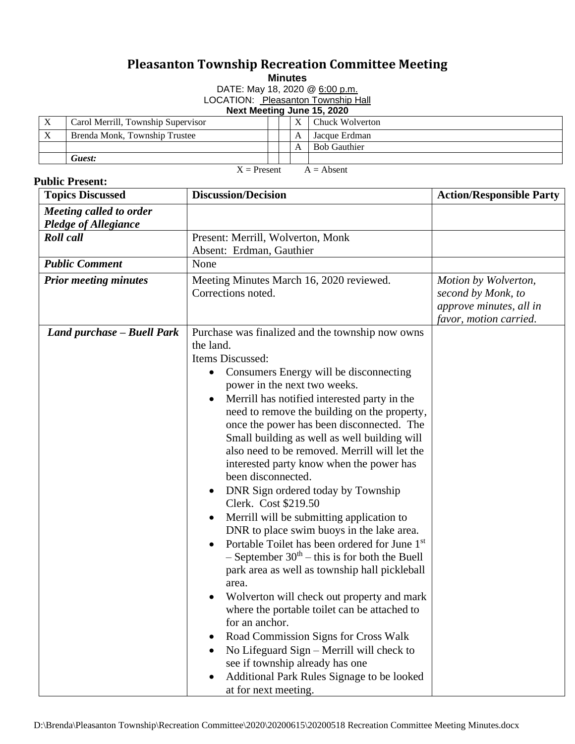# Pleasanton Township Recreation Committee Meeting

**Minutes**

DATE: May 18, 2020 @ 6:00 p.m.

LOCATION: Pleasanton Township Hall

**Next Meeting June 15, 2020**

| | | | | | |
|---|---|---|---|---|---|
| X | Carol Merrill, Township Supervisor | | | X | Chuck Wolverton |
| X | Brenda Monk, Township Trustee | | | A | Jacque Erdman |
| | | | | A | Bob Gauthier |
| | ***Guest:*** | | | | |

X = Present A = Absent

**Public Present:**

| Topics Discussed | Discussion/Decision | Action/Responsible Party |
|---|---|---|
| ***Meeting called to order Pledge of Allegiance*** | | |
| ***Roll call*** | Present: Merrill, Wolverton, Monk<br>Absent: Erdman, Gauthier | |
| ***Public Comment*** | None | |
| ***Prior meeting minutes*** | Meeting Minutes March 16, 2020 reviewed. Corrections noted. | *Motion by Wolverton, second by Monk, to approve minutes, all in favor, motion carried.* |
| ***Land purchase – Buell Park*** | Purchase was finalized and the township now owns the land.<br>Items Discussed:<br>• Consumers Energy will be disconnecting power in the next two weeks.<br>• Merrill has notified interested party in the need to remove the building on the property, once the power has been disconnected. The Small building as well as well building will also need to be removed. Merrill will let the interested party know when the power has been disconnected.<br>• DNR Sign ordered today by Township Clerk. Cost $219.50<br>• Merrill will be submitting application to DNR to place swim buoys in the lake area.<br>• Portable Toilet has been ordered for June 1st – September 30th – this is for both the Buell park area as well as township hall pickleball area.<br>• Wolverton will check out property and mark where the portable toilet can be attached to for an anchor.<br>• Road Commission Signs for Cross Walk<br>• No Lifeguard Sign – Merrill will check to see if township already has one<br>• Additional Park Rules Signage to be looked at for next meeting. | |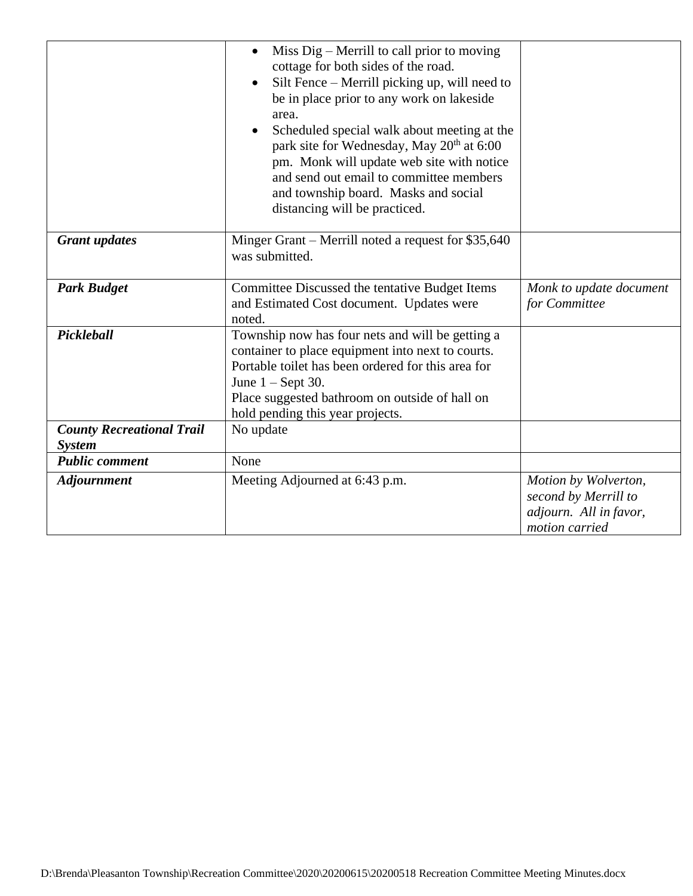| | | |
|---|---|---|
| | • Miss Dig – Merrill to call prior to moving cottage for both sides of the road.<br>• Silt Fence – Merrill picking up, will need to be in place prior to any work on lakeside area.<br>• Scheduled special walk about meeting at the park site for Wednesday, May 20th at 6:00 pm. Monk will update web site with notice and send out email to committee members and township board. Masks and social distancing will be practiced. | |
| ***Grant updates*** | Minger Grant – Merrill noted a request for $35,640 was submitted. | |
| ***Park Budget*** | Committee Discussed the tentative Budget Items and Estimated Cost document. Updates were noted. | *Monk to update document for Committee* |
| ***Pickleball*** | Township now has four nets and will be getting a container to place equipment into next to courts. Portable toilet has been ordered for this area for June 1 – Sept 30.<br>Place suggested bathroom on outside of hall on hold pending this year projects. | |
| ***County Recreational Trail System*** | No update | |
| ***Public comment*** | None | |
| ***Adjournment*** | Meeting Adjourned at 6:43 p.m. | *Motion by Wolverton, second by Merrill to adjourn. All in favor, motion carried* |

D:\Brenda\Pleasanton Township\Recreation Committee\2020\20200615\20200518 Recreation Committee Meeting Minutes.docx